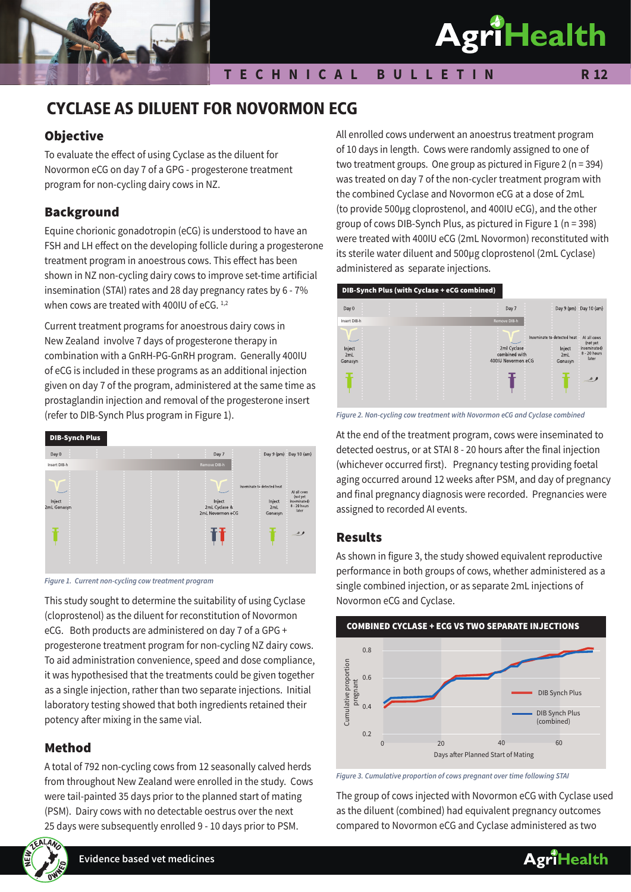# CYCLASE AS DILUENT FOR NOVORMON ECG

## Objective

To evaluate the effect of using Cyclase as the diluent for Novormon eCG on day 7 of a GPG - progesterone treatment program for non-cycling dairy cows in NZ.

## Background

Equine chorionic gonadotropin (eCG) is understood to have an FSH and LH effect on the developing follicle during a progesterone treatment program in anoestrous cows. This effect has been shown in NZ non-cycling dairy cows to improve set-time artificial insemination (STAI) rates and 28 day pregnancy rates by 6 - 7% when cows are treated with 400IU of eCG. [1,2]

Current treatment programs for anoestrous dairy cows in New Zealand involve 7 days of progesterone therapy in combination with a GnRH-PG-GnRH program. Generally 400IU of eCG is included in these programs as an additional injection given on day 7 of the program, administered at the same time as prostaglandin injection and removal of the progesterone insert (refer to DIB-Synch Plus program in Figure 1).

**DIB-Synch Plus**

| Day 0 | Day 7 | Day 9 (pm) | Day 10 (am) |
|---|---|---|---|
| Insert DIB-h | Remove DIB-h | Inseminate to detected heat | |
| Inject 2mL Gonasyn | Inject 2mL Cyclase & 2mL Novormon eCG | Inject 2mL Gonasyn | AI all cows (not yet inseminated) 8 - 20 hours later |

*Figure 1. Current non-cycling cow treatment program*

This study sought to determine the suitability of using Cyclase (cloprostenol) as the diluent for reconstitution of Novormon eCG. Both products are administered on day 7 of a GPG + progesterone treatment program for non-cycling NZ dairy cows. To aid administration convenience, speed and dose compliance, it was hypothesised that the treatments could be given together as a single injection, rather than two separate injections. Initial laboratory testing showed that both ingredients retained their potency after mixing in the same vial.

## Method

A total of 792 non-cycling cows from 12 seasonally calved herds from throughout New Zealand were enrolled in the study. Cows were tail-painted 35 days prior to the planned start of mating (PSM). Dairy cows with no detectable oestrus over the next 25 days were subsequently enrolled 9 - 10 days prior to PSM.

All enrolled cows underwent an anoestrus treatment program of 10 days in length. Cows were randomly assigned to one of two treatment groups. One group as pictured in Figure 2 (n = 394) was treated on day 7 of the non-cycler treatment program with the combined Cyclase and Novormon eCG at a dose of 2mL (to provide 500µg cloprostenol, and 400IU eCG), and the other group of cows DIB-Synch Plus, as pictured in Figure 1 (n = 398) were treated with 400IU eCG (2mL Novormon) reconstituted with its sterile water diluent and 500µg cloprostenol (2mL Cyclase) administered as separate injections.

**DIB-Synch Plus (with Cyclase + eCG combined)**

| Day 0 | Day 7 | Day 9 (pm) | Day 10 (am) |
|---|---|---|---|
| Insert DIB-h | Remove DIB-h | Inseminate to detected heat | |
| Inject 2mL Gonasyn | 2ml Cyclase combined with 400IU Novormon eCG | Inject 2mL Gonasyn | AI all cows (not yet inseminated) 8 - 20 hours later |

*Figure 2. Non-cycling cow treatment with Novormon eCG and Cyclase combined*

At the end of the treatment program, cows were inseminated to detected oestrus, or at STAI 8 - 20 hours after the final injection (whichever occurred first). Pregnancy testing providing foetal aging occurred around 12 weeks after PSM, and day of pregnancy and final pregnancy diagnosis were recorded. Pregnancies were assigned to recorded AI events.

## Results

As shown in figure 3, the study showed equivalent reproductive performance in both groups of cows, whether administered as a single combined injection, or as separate 2mL injections of Novormon eCG and Cyclase.

**COMBINED CYCLASE + ECG VS TWO SEPARATE INJECTIONS**

*Figure 3. Cumulative proportion of cows pregnant over time following STAI*

The group of cows injected with Novormon eCG with Cyclase used as the diluent (combined) had equivalent pregnancy outcomes compared to Novormon eCG and Cyclase administered as two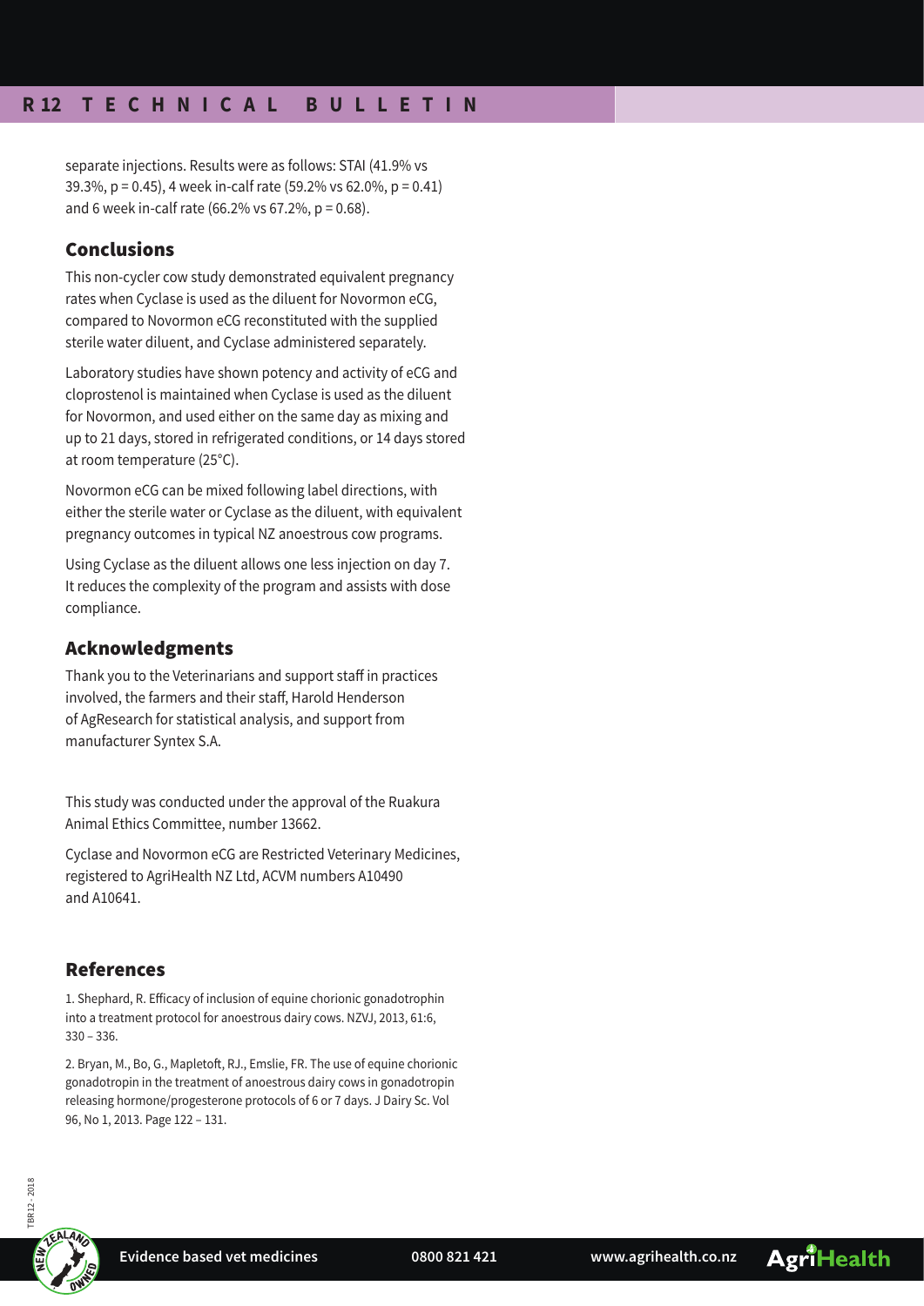separate injections. Results were as follows: STAI (41.9% vs 39.3%, $p = 0.45$), 4 week in-calf rate (59.2% vs 62.0%, $p = 0.41$) and 6 week in-calf rate (66.2% vs 67.2%, $p = 0.68$).

## Conclusions

This non-cycler cow study demonstrated equivalent pregnancy rates when Cyclase is used as the diluent for Novormon eCG, compared to Novormon eCG reconstituted with the supplied sterile water diluent, and Cyclase administered separately.

Laboratory studies have shown potency and activity of eCG and cloprostenol is maintained when Cyclase is used as the diluent for Novormon, and used either on the same day as mixing and up to 21 days, stored in refrigerated conditions, or 14 days stored at room temperature (25°C).

Novormon eCG can be mixed following label directions, with either the sterile water or Cyclase as the diluent, with equivalent pregnancy outcomes in typical NZ anoestrous cow programs.

Using Cyclase as the diluent allows one less injection on day 7. It reduces the complexity of the program and assists with dose compliance.

## Acknowledgments

Thank you to the Veterinarians and support staff in practices involved, the farmers and their staff, Harold Henderson of AgResearch for statistical analysis, and support from manufacturer Syntex S.A.

This study was conducted under the approval of the Ruakura Animal Ethics Committee, number 13662.

Cyclase and Novormon eCG are Restricted Veterinary Medicines, registered to AgriHealth NZ Ltd, ACVM numbers A10490 and A10641.

## References

1. Shephard, R. Efficacy of inclusion of equine chorionic gonadotrophin into a treatment protocol for anoestrous dairy cows. NZVJ, 2013, 61:6, 330 – 336.

2. Bryan, M., Bo, G., Mapletoft, RJ., Emslie, FR. The use of equine chorionic gonadotropin in the treatment of anoestrous dairy cows in gonadotropin releasing hormone/progesterone protocols of 6 or 7 days. J Dairy Sc. Vol 96, No 1, 2013. Page 122 – 131.

TBR12 - 2018

Evidence based vet medicines    0800 821 421    www.agrihealth.co.nz    AgriHealth